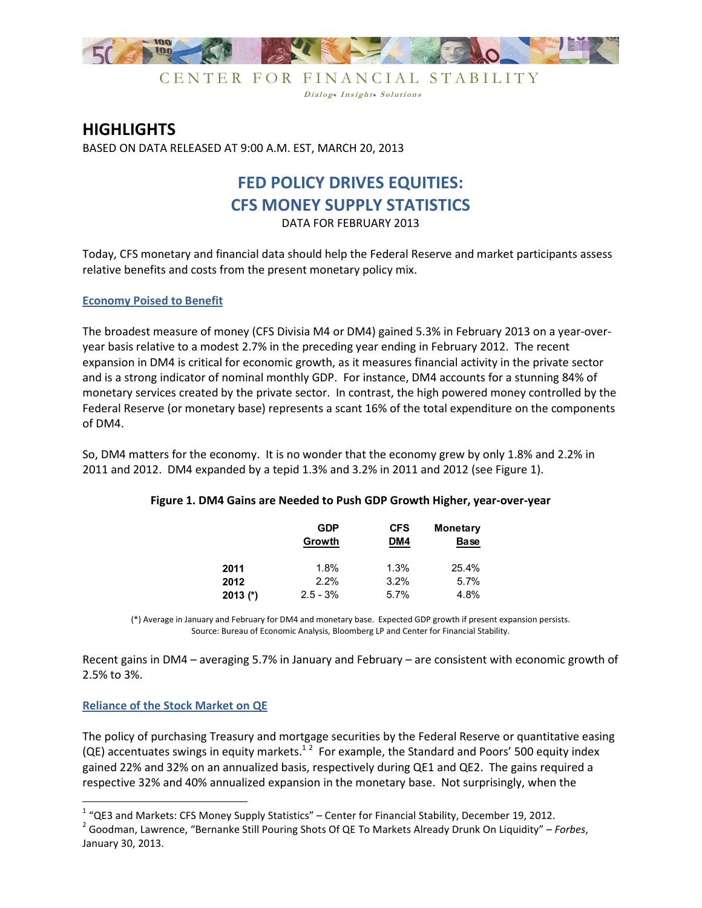CENTER FOR FINANCIAL STABILITY

*Dialog• Insight• Solutions*

# HIGHLIGHTS

BASED ON DATA RELEASED AT 9:00 A.M. EST, MARCH 20, 2013

## FED POLICY DRIVES EQUITIES: CFS MONEY SUPPLY STATISTICS

DATA FOR FEBRUARY 2013

Today, CFS monetary and financial data should help the Federal Reserve and market participants assess relative benefits and costs from the present monetary policy mix.

### Economy Poised to Benefit

The broadest measure of money (CFS Divisia M4 or DM4) gained 5.3% in February 2013 on a year-over-year basis relative to a modest 2.7% in the preceding year ending in February 2012. The recent expansion in DM4 is critical for economic growth, as it measures financial activity in the private sector and is a strong indicator of nominal monthly GDP. For instance, DM4 accounts for a stunning 84% of monetary services created by the private sector. In contrast, the high powered money controlled by the Federal Reserve (or monetary base) represents a scant 16% of the total expenditure on the components of DM4.

So, DM4 matters for the economy. It is no wonder that the economy grew by only 1.8% and 2.2% in 2011 and 2012. DM4 expanded by a tepid 1.3% and 3.2% in 2011 and 2012 (see Figure 1).

**Figure 1. DM4 Gains are Needed to Push GDP Growth Higher, year-over-year**

| | GDP Growth | CFS DM4 | Monetary Base |
|---|---|---|---|
| **2011** | 1.8% | 1.3% | 25.4% |
| **2012** | 2.2% | 3.2% | 5.7% |
| **2013 (\*)** | 2.5 - 3% | 5.7% | 4.8% |

(\*) Average in January and February for DM4 and monetary base. Expected GDP growth if present expansion persists.
Source: Bureau of Economic Analysis, Bloomberg LP and Center for Financial Stability.

Recent gains in DM4 – averaging 5.7% in January and February – are consistent with economic growth of 2.5% to 3%.

### Reliance of the Stock Market on QE

The policy of purchasing Treasury and mortgage securities by the Federal Reserve or quantitative easing (QE) accentuates swings in equity markets.[1,2] For example, the Standard and Poors' 500 equity index gained 22% and 32% on an annualized basis, respectively during QE1 and QE2. The gains required a respective 32% and 40% annualized expansion in the monetary base. Not surprisingly, when the

[1] "QE3 and Markets: CFS Money Supply Statistics" – Center for Financial Stability, December 19, 2012.

[2] Goodman, Lawrence, "Bernanke Still Pouring Shots Of QE To Markets Already Drunk On Liquidity" – *Forbes*, January 30, 2013.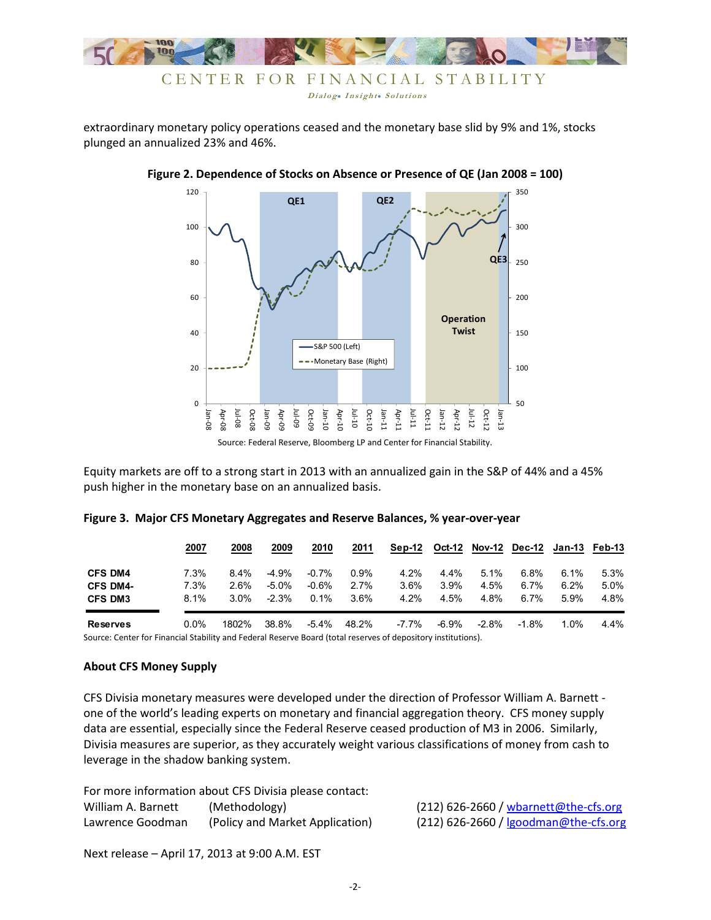extraordinary monetary policy operations ceased and the monetary base slid by 9% and 1%, stocks plunged an annualized 23% and 46%.

**Figure 2. Dependence of Stocks on Absence or Presence of QE (Jan 2008 = 100)**

Source: Federal Reserve, Bloomberg LP and Center for Financial Stability.

Equity markets are off to a strong start in 2013 with an annualized gain in the S&P of 44% and a 45% push higher in the monetary base on an annualized basis.

**Figure 3. Major CFS Monetary Aggregates and Reserve Balances, % year-over-year**

| | 2007 | 2008 | 2009 | 2010 | 2011 | Sep-12 | Oct-12 | Nov-12 | Dec-12 | Jan-13 | Feb-13 |
|---|---|---|---|---|---|---|---|---|---|---|---|
| **CFS DM4** | 7.3% | 8.4% | -4.9% | -0.7% | 0.9% | 4.2% | 4.4% | 5.1% | 6.8% | 6.1% | 5.3% |
| **CFS DM4-** | 7.3% | 2.6% | -5.0% | -0.6% | 2.7% | 3.6% | 3.9% | 4.5% | 6.7% | 6.2% | 5.0% |
| **CFS DM3** | 8.1% | 3.0% | -2.3% | 0.1% | 3.6% | 4.2% | 4.5% | 4.8% | 6.7% | 5.9% | 4.8% |
| **Reserves** | 0.0% | 1802% | 38.8% | -5.4% | 48.2% | -7.7% | -6.9% | -2.8% | -1.8% | 1.0% | 4.4% |

Source: Center for Financial Stability and Federal Reserve Board (total reserves of depository institutions).

**About CFS Money Supply**

CFS Divisia monetary measures were developed under the direction of Professor William A. Barnett - one of the world's leading experts on monetary and financial aggregation theory. CFS money supply data are essential, especially since the Federal Reserve ceased production of M3 in 2006. Similarly, Divisia measures are superior, as they accurately weight various classifications of money from cash to leverage in the shadow banking system.

For more information about CFS Divisia please contact:

William A. Barnett (Methodology) (212) 626-2660 / wbarnett@the-cfs.org
Lawrence Goodman (Policy and Market Application) (212) 626-2660 / lgoodman@the-cfs.org

Next release – April 17, 2013 at 9:00 A.M. EST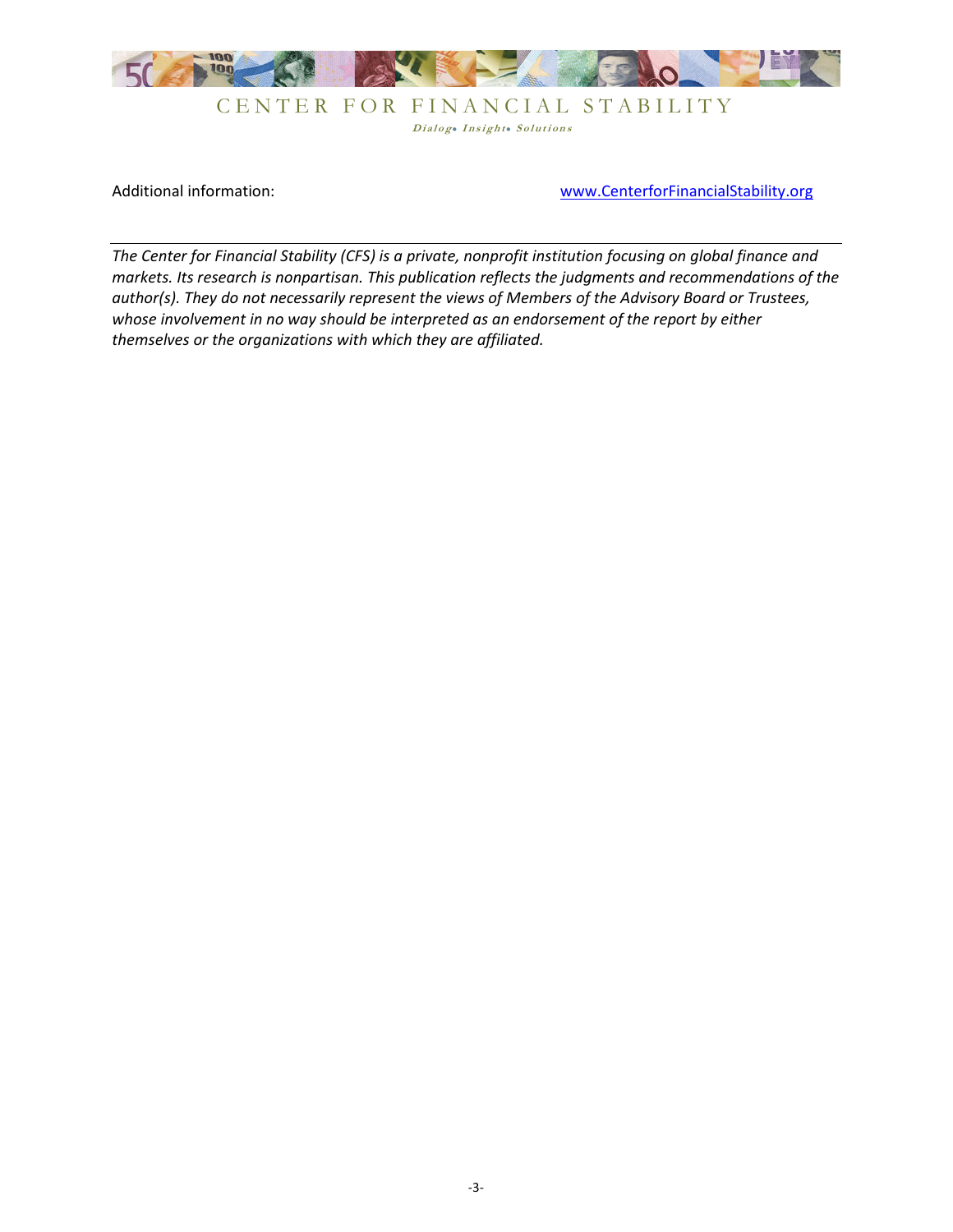# CENTER FOR FINANCIAL STABILITY

**Dialog• Insight• Solutions**

Additional information: www.CenterforFinancialStability.org

---

*The Center for Financial Stability (CFS) is a private, nonprofit institution focusing on global finance and markets. Its research is nonpartisan. This publication reflects the judgments and recommendations of the author(s). They do not necessarily represent the views of Members of the Advisory Board or Trustees, whose involvement in no way should be interpreted as an endorsement of the report by either themselves or the organizations with which they are affiliated.*